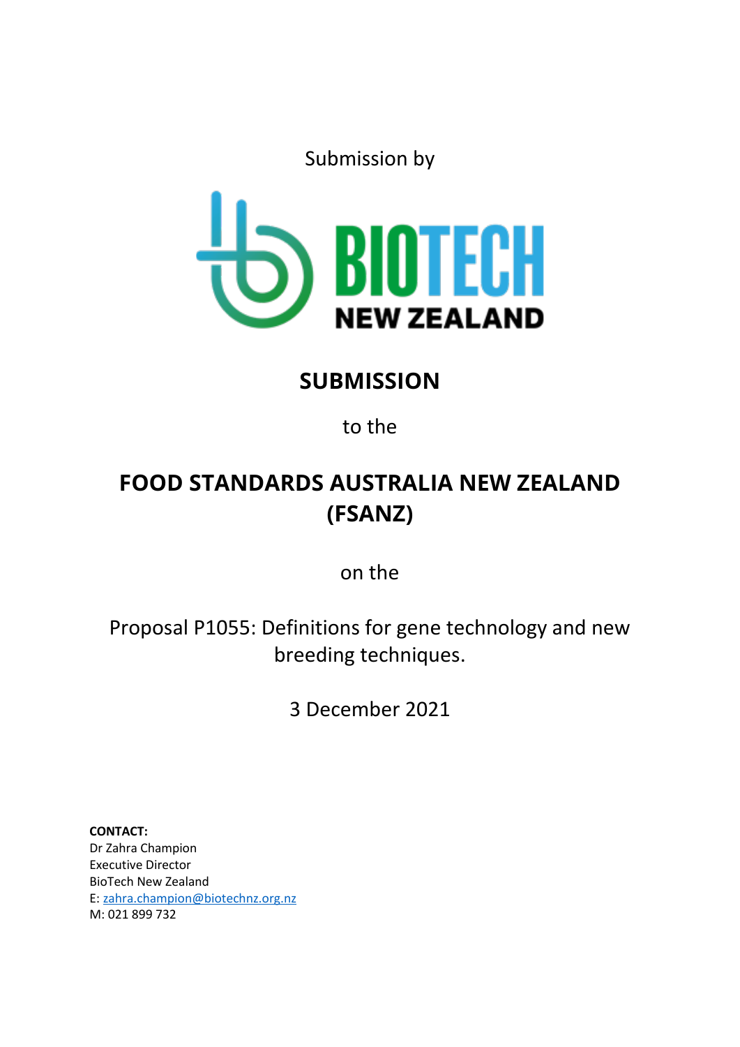Submission by

BIOTECH NEW ZEALAND

# SUBMISSION

to the

# FOOD STANDARDS AUSTRALIA NEW ZEALAND (FSANZ)

on the

Proposal P1055: Definitions for gene technology and new breeding techniques.

3 December 2021

**CONTACT:**
Dr Zahra Champion
Executive Director
BioTech New Zealand
E: zahra.champion@biotechnz.org.nz
M: 021 899 732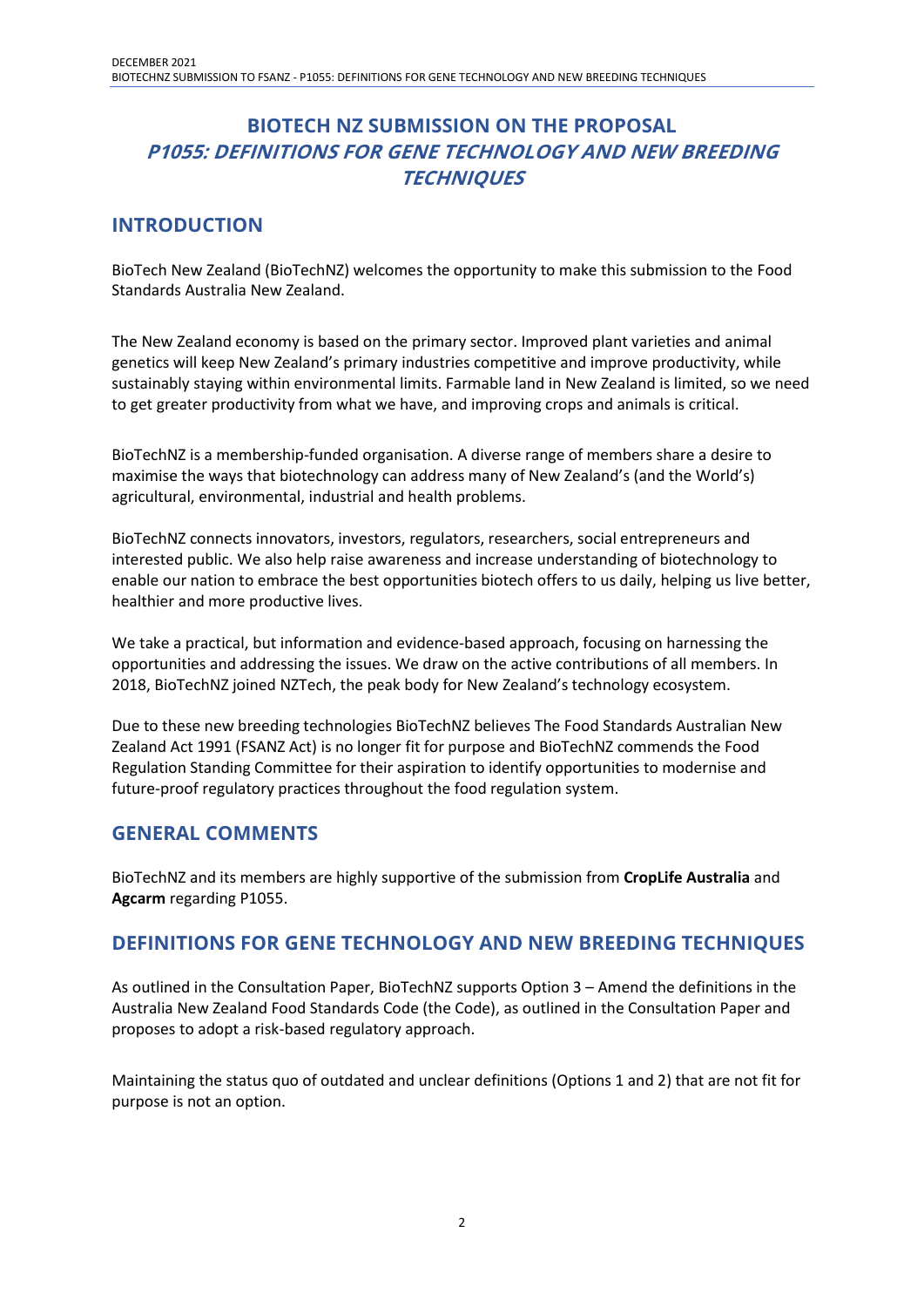# BIOTECH NZ SUBMISSION ON THE PROPOSAL *P1055: DEFINITIONS FOR GENE TECHNOLOGY AND NEW BREEDING TECHNIQUES*

## INTRODUCTION

BioTech New Zealand (BioTechNZ) welcomes the opportunity to make this submission to the Food Standards Australia New Zealand.

The New Zealand economy is based on the primary sector. Improved plant varieties and animal genetics will keep New Zealand's primary industries competitive and improve productivity, while sustainably staying within environmental limits. Farmable land in New Zealand is limited, so we need to get greater productivity from what we have, and improving crops and animals is critical.

BioTechNZ is a membership-funded organisation. A diverse range of members share a desire to maximise the ways that biotechnology can address many of New Zealand's (and the World's) agricultural, environmental, industrial and health problems.

BioTechNZ connects innovators, investors, regulators, researchers, social entrepreneurs and interested public. We also help raise awareness and increase understanding of biotechnology to enable our nation to embrace the best opportunities biotech offers to us daily, helping us live better, healthier and more productive lives.

We take a practical, but information and evidence-based approach, focusing on harnessing the opportunities and addressing the issues. We draw on the active contributions of all members. In 2018, BioTechNZ joined NZTech, the peak body for New Zealand's technology ecosystem.

Due to these new breeding technologies BioTechNZ believes The Food Standards Australian New Zealand Act 1991 (FSANZ Act) is no longer fit for purpose and BioTechNZ commends the Food Regulation Standing Committee for their aspiration to identify opportunities to modernise and future-proof regulatory practices throughout the food regulation system.

## GENERAL COMMENTS

BioTechNZ and its members are highly supportive of the submission from **CropLife Australia** and **Agcarm** regarding P1055.

## DEFINITIONS FOR GENE TECHNOLOGY AND NEW BREEDING TECHNIQUES

As outlined in the Consultation Paper, BioTechNZ supports Option 3 – Amend the definitions in the Australia New Zealand Food Standards Code (the Code), as outlined in the Consultation Paper and proposes to adopt a risk-based regulatory approach.

Maintaining the status quo of outdated and unclear definitions (Options 1 and 2) that are not fit for purpose is not an option.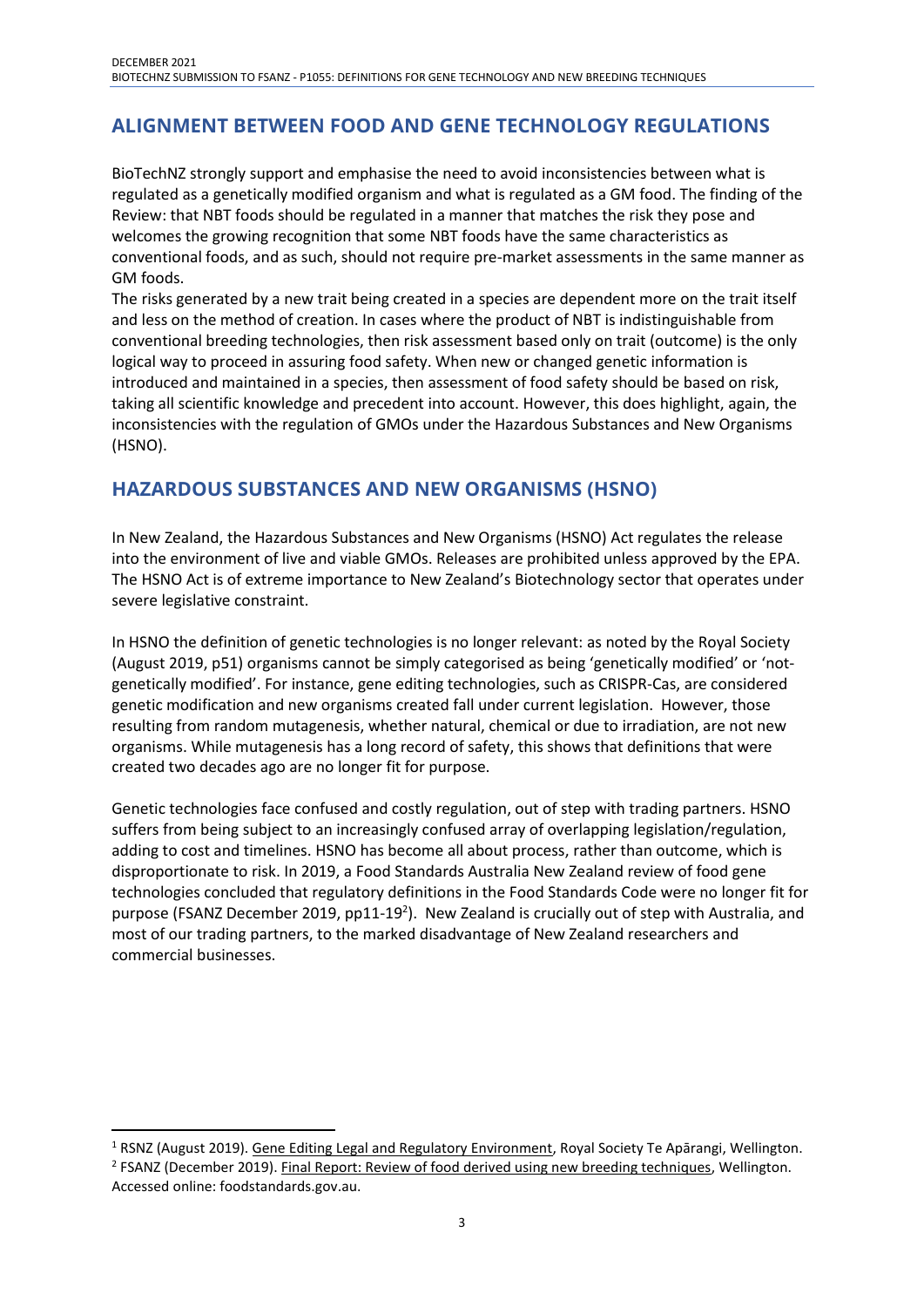## ALIGNMENT BETWEEN FOOD AND GENE TECHNOLOGY REGULATIONS

BioTechNZ strongly support and emphasise the need to avoid inconsistencies between what is regulated as a genetically modified organism and what is regulated as a GM food. The finding of the Review: that NBT foods should be regulated in a manner that matches the risk they pose and welcomes the growing recognition that some NBT foods have the same characteristics as conventional foods, and as such, should not require pre-market assessments in the same manner as GM foods.

The risks generated by a new trait being created in a species are dependent more on the trait itself and less on the method of creation. In cases where the product of NBT is indistinguishable from conventional breeding technologies, then risk assessment based only on trait (outcome) is the only logical way to proceed in assuring food safety. When new or changed genetic information is introduced and maintained in a species, then assessment of food safety should be based on risk, taking all scientific knowledge and precedent into account. However, this does highlight, again, the inconsistencies with the regulation of GMOs under the Hazardous Substances and New Organisms (HSNO).

## HAZARDOUS SUBSTANCES AND NEW ORGANISMS (HSNO)

In New Zealand, the Hazardous Substances and New Organisms (HSNO) Act regulates the release into the environment of live and viable GMOs. Releases are prohibited unless approved by the EPA. The HSNO Act is of extreme importance to New Zealand's Biotechnology sector that operates under severe legislative constraint.

In HSNO the definition of genetic technologies is no longer relevant: as noted by the Royal Society (August 2019, p51) organisms cannot be simply categorised as being 'genetically modified' or 'not-genetically modified'. For instance, gene editing technologies, such as CRISPR-Cas, are considered genetic modification and new organisms created fall under current legislation. However, those resulting from random mutagenesis, whether natural, chemical or due to irradiation, are not new organisms. While mutagenesis has a long record of safety, this shows that definitions that were created two decades ago are no longer fit for purpose.

Genetic technologies face confused and costly regulation, out of step with trading partners. HSNO suffers from being subject to an increasingly confused array of overlapping legislation/regulation, adding to cost and timelines. HSNO has become all about process, rather than outcome, which is disproportionate to risk. In 2019, a Food Standards Australia New Zealand review of food gene technologies concluded that regulatory definitions in the Food Standards Code were no longer fit for purpose (FSANZ December 2019, pp11-19[2]). New Zealand is crucially out of step with Australia, and most of our trading partners, to the marked disadvantage of New Zealand researchers and commercial businesses.

---

[1] RSNZ (August 2019). Gene Editing Legal and Regulatory Environment, Royal Society Te Apārangi, Wellington.

[2] FSANZ (December 2019). Final Report: Review of food derived using new breeding techniques, Wellington. Accessed online: foodstandards.gov.au.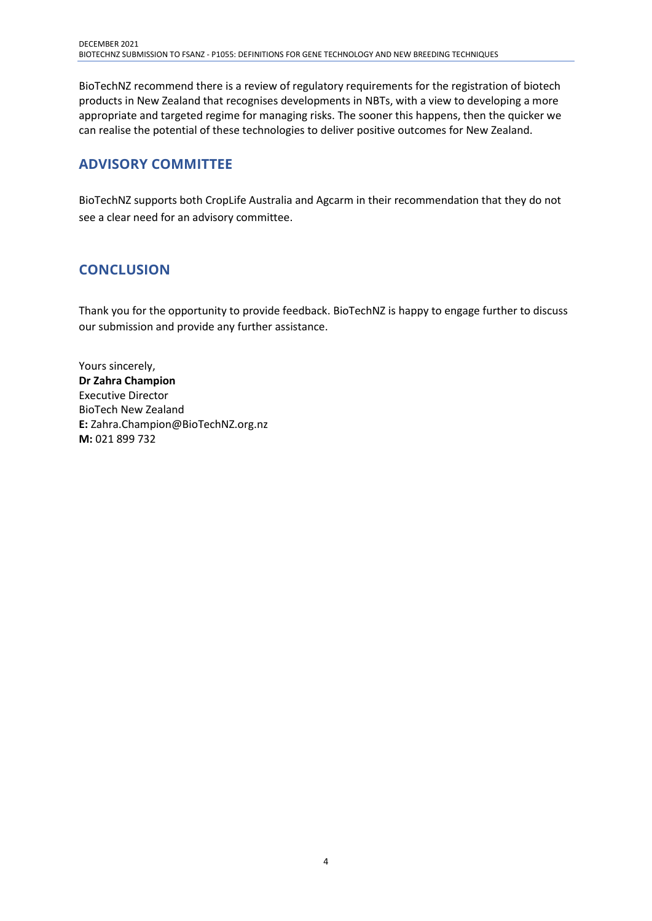BioTechNZ recommend there is a review of regulatory requirements for the registration of biotech products in New Zealand that recognises developments in NBTs, with a view to developing a more appropriate and targeted regime for managing risks. The sooner this happens, then the quicker we can realise the potential of these technologies to deliver positive outcomes for New Zealand.

## ADVISORY COMMITTEE

BioTechNZ supports both CropLife Australia and Agcarm in their recommendation that they do not see a clear need for an advisory committee.

## CONCLUSION

Thank you for the opportunity to provide feedback. BioTechNZ is happy to engage further to discuss our submission and provide any further assistance.

Yours sincerely,
**Dr Zahra Champion**
Executive Director
BioTech New Zealand
**E:** Zahra.Champion@BioTechNZ.org.nz
**M:** 021 899 732